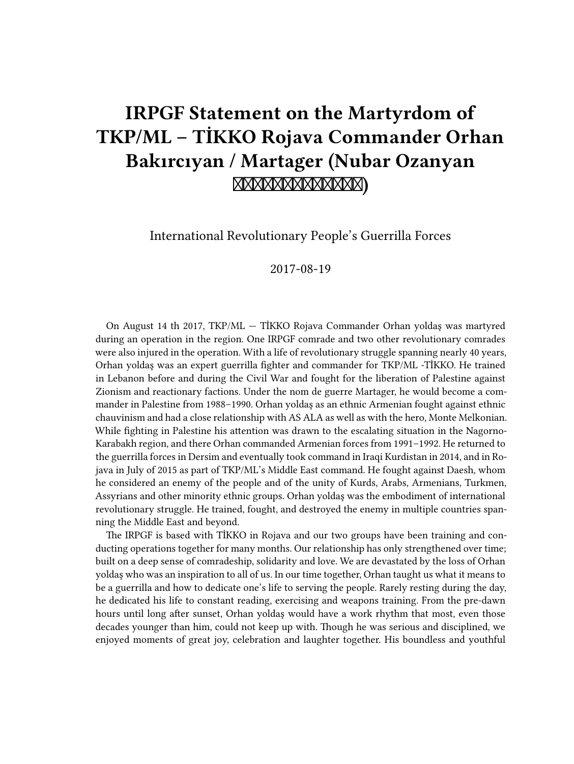# IRPGF Statement on the Martyrdom of TKP/ML – TİKKO Rojava Commander Orhan Bakırcıyan / Martager (Nubar Ozanyan ￼￼￼￼￼￼￼￼￼￼￼)

International Revolutionary People's Guerrilla Forces

2017-08-19

On August 14 th 2017, TKP/ML — TİKKO Rojava Commander Orhan yoldaş was martyred during an operation in the region. One IRPGF comrade and two other revolutionary comrades were also injured in the operation. With a life of revolutionary struggle spanning nearly 40 years, Orhan yoldaş was an expert guerrilla fighter and commander for TKP/ML -TİKKO. He trained in Lebanon before and during the Civil War and fought for the liberation of Palestine against Zionism and reactionary factions. Under the nom de guerre Martager, he would become a commander in Palestine from 1988–1990. Orhan yoldaş as an ethnic Armenian fought against ethnic chauvinism and had a close relationship with AS ALA as well as with the hero, Monte Melkonian. While fighting in Palestine his attention was drawn to the escalating situation in the Nagorno-Karabakh region, and there Orhan commanded Armenian forces from 1991–1992. He returned to the guerrilla forces in Dersim and eventually took command in Iraqi Kurdistan in 2014, and in Rojava in July of 2015 as part of TKP/ML's Middle East command. He fought against Daesh, whom he considered an enemy of the people and of the unity of Kurds, Arabs, Armenians, Turkmen, Assyrians and other minority ethnic groups. Orhan yoldaş was the embodiment of international revolutionary struggle. He trained, fought, and destroyed the enemy in multiple countries spanning the Middle East and beyond.

The IRPGF is based with TİKKO in Rojava and our two groups have been training and conducting operations together for many months. Our relationship has only strengthened over time; built on a deep sense of comradeship, solidarity and love. We are devastated by the loss of Orhan yoldaş who was an inspiration to all of us. In our time together, Orhan taught us what it means to be a guerrilla and how to dedicate one's life to serving the people. Rarely resting during the day, he dedicated his life to constant reading, exercising and weapons training. From the pre-dawn hours until long after sunset, Orhan yoldaş would have a work rhythm that most, even those decades younger than him, could not keep up with. Though he was serious and disciplined, we enjoyed moments of great joy, celebration and laughter together. His boundless and youthful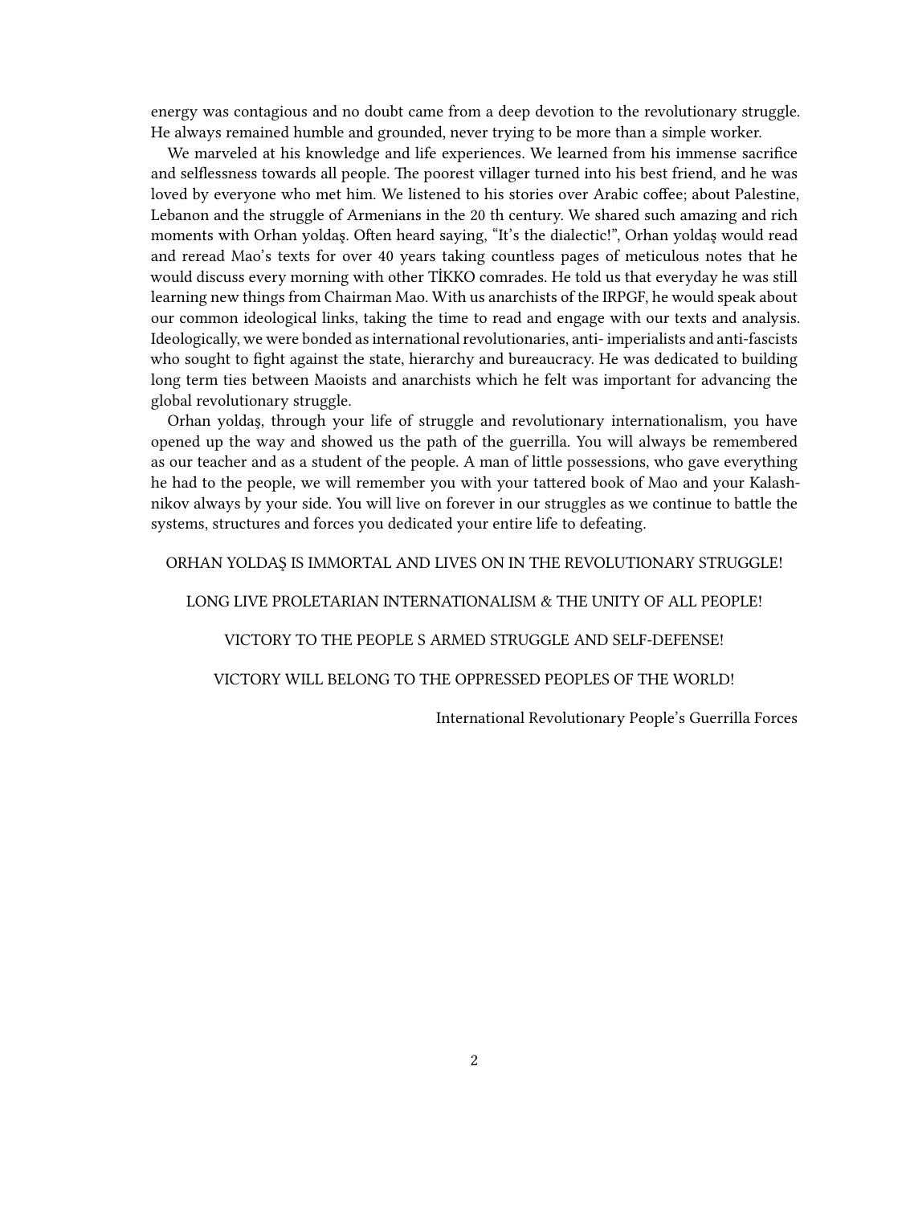energy was contagious and no doubt came from a deep devotion to the revolutionary struggle. He always remained humble and grounded, never trying to be more than a simple worker.

We marveled at his knowledge and life experiences. We learned from his immense sacrifice and selflessness towards all people. The poorest villager turned into his best friend, and he was loved by everyone who met him. We listened to his stories over Arabic coffee; about Palestine, Lebanon and the struggle of Armenians in the 20 th century. We shared such amazing and rich moments with Orhan yoldaş. Often heard saying, "It's the dialectic!", Orhan yoldaş would read and reread Mao's texts for over 40 years taking countless pages of meticulous notes that he would discuss every morning with other TİKKO comrades. He told us that everyday he was still learning new things from Chairman Mao. With us anarchists of the IRPGF, he would speak about our common ideological links, taking the time to read and engage with our texts and analysis. Ideologically, we were bonded as international revolutionaries, anti- imperialists and anti-fascists who sought to fight against the state, hierarchy and bureaucracy. He was dedicated to building long term ties between Maoists and anarchists which he felt was important for advancing the global revolutionary struggle.

Orhan yoldaş, through your life of struggle and revolutionary internationalism, you have opened up the way and showed us the path of the guerrilla. You will always be remembered as our teacher and as a student of the people. A man of little possessions, who gave everything he had to the people, we will remember you with your tattered book of Mao and your Kalashnikov always by your side. You will live on forever in our struggles as we continue to battle the systems, structures and forces you dedicated your entire life to defeating.

ORHAN YOLDAŞ IS IMMORTAL AND LIVES ON IN THE REVOLUTIONARY STRUGGLE!

LONG LIVE PROLETARIAN INTERNATIONALISM & THE UNITY OF ALL PEOPLE!

VICTORY TO THE PEOPLE S ARMED STRUGGLE AND SELF-DEFENSE!

VICTORY WILL BELONG TO THE OPPRESSED PEOPLES OF THE WORLD!

International Revolutionary People's Guerrilla Forces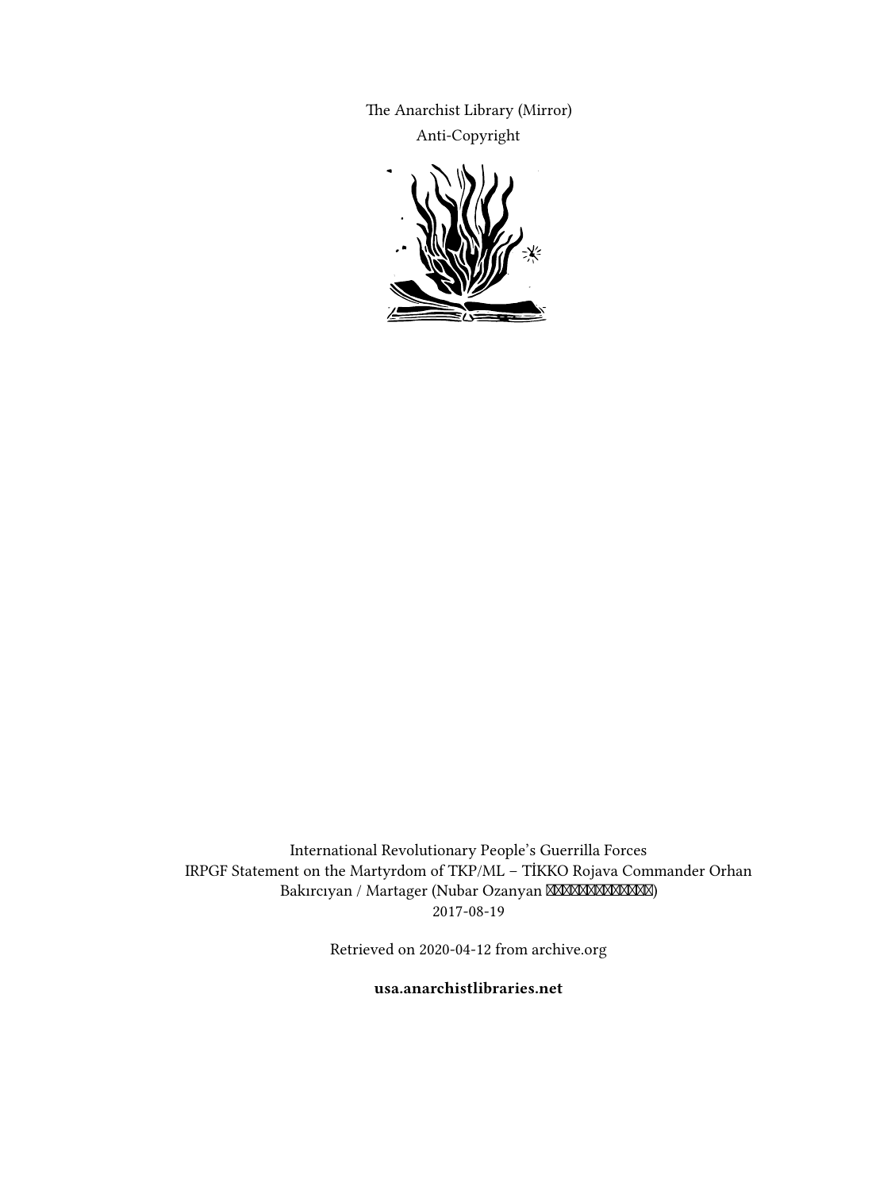The Anarchist Library (Mirror)
Anti-Copyright

International Revolutionary People's Guerrilla Forces
IRPGF Statement on the Martyrdom of TKP/ML – TİKKO Rojava Commander Orhan Bakırcıyan / Martager (Nubar Ozanyan ▯▯▯▯▯▯▯▯▯▯▯▯▯)
2017-08-19

Retrieved on 2020-04-12 from archive.org

**usa.anarchistlibraries.net**